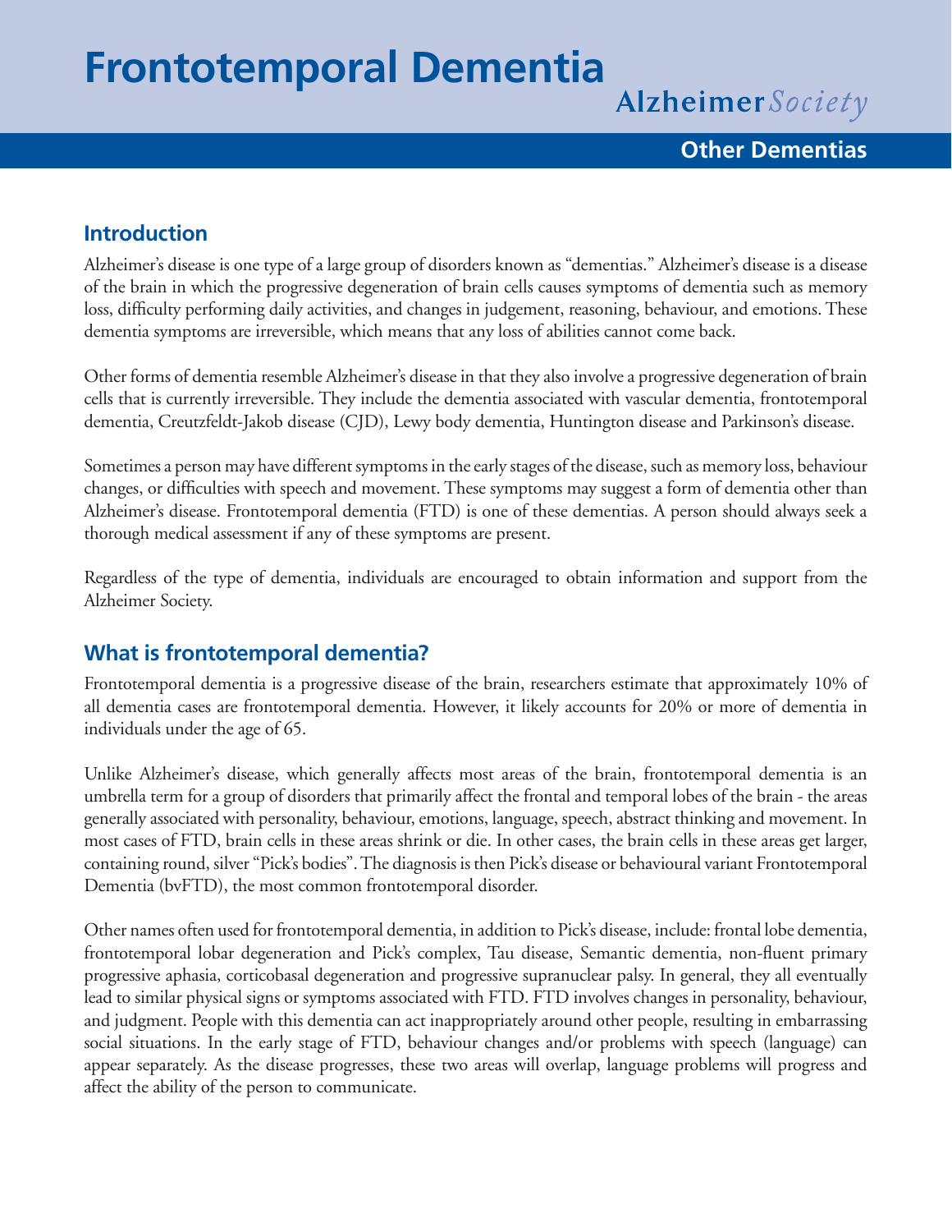# Frontotemporal Dementia

Alzheimer *Society*

**Other Dementias**

## Introduction

Alzheimer's disease is one type of a large group of disorders known as "dementias." Alzheimer's disease is a disease of the brain in which the progressive degeneration of brain cells causes symptoms of dementia such as memory loss, difficulty performing daily activities, and changes in judgement, reasoning, behaviour, and emotions. These dementia symptoms are irreversible, which means that any loss of abilities cannot come back.

Other forms of dementia resemble Alzheimer's disease in that they also involve a progressive degeneration of brain cells that is currently irreversible. They include the dementia associated with vascular dementia, frontotemporal dementia, Creutzfeldt-Jakob disease (CJD), Lewy body dementia, Huntington disease and Parkinson's disease.

Sometimes a person may have different symptoms in the early stages of the disease, such as memory loss, behaviour changes, or difficulties with speech and movement. These symptoms may suggest a form of dementia other than Alzheimer's disease. Frontotemporal dementia (FTD) is one of these dementias. A person should always seek a thorough medical assessment if any of these symptoms are present.

Regardless of the type of dementia, individuals are encouraged to obtain information and support from the Alzheimer Society.

## What is frontotemporal dementia?

Frontotemporal dementia is a progressive disease of the brain, researchers estimate that approximately 10% of all dementia cases are frontotemporal dementia. However, it likely accounts for 20% or more of dementia in individuals under the age of 65.

Unlike Alzheimer's disease, which generally affects most areas of the brain, frontotemporal dementia is an umbrella term for a group of disorders that primarily affect the frontal and temporal lobes of the brain - the areas generally associated with personality, behaviour, emotions, language, speech, abstract thinking and movement. In most cases of FTD, brain cells in these areas shrink or die. In other cases, the brain cells in these areas get larger, containing round, silver "Pick's bodies". The diagnosis is then Pick's disease or behavioural variant Frontotemporal Dementia (bvFTD), the most common frontotemporal disorder.

Other names often used for frontotemporal dementia, in addition to Pick's disease, include: frontal lobe dementia, frontotemporal lobar degeneration and Pick's complex, Tau disease, Semantic dementia, non-fluent primary progressive aphasia, corticobasal degeneration and progressive supranuclear palsy. In general, they all eventually lead to similar physical signs or symptoms associated with FTD. FTD involves changes in personality, behaviour, and judgment. People with this dementia can act inappropriately around other people, resulting in embarrassing social situations. In the early stage of FTD, behaviour changes and/or problems with speech (language) can appear separately. As the disease progresses, these two areas will overlap, language problems will progress and affect the ability of the person to communicate.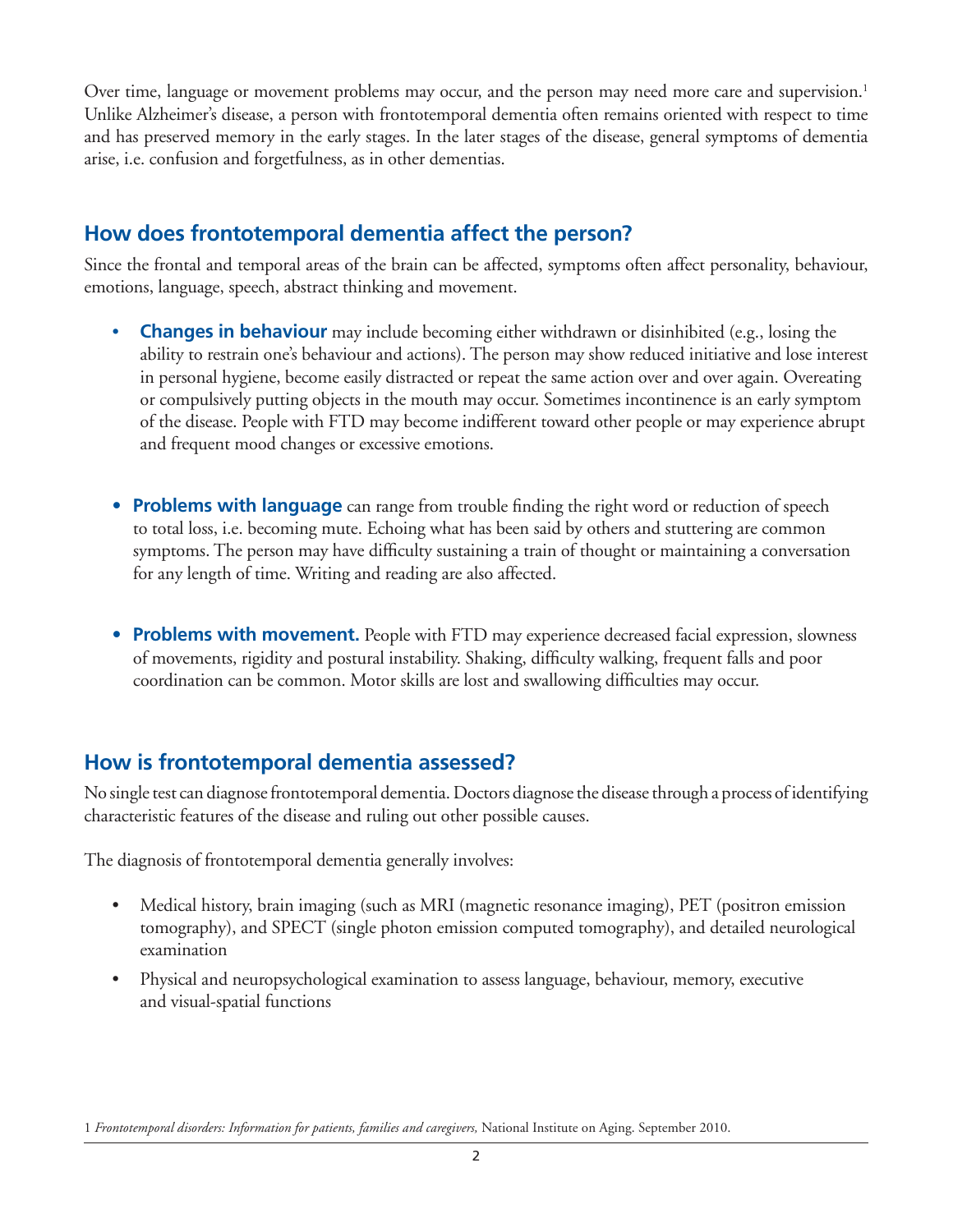Over time, language or movement problems may occur, and the person may need more care and supervision.[1] Unlike Alzheimer's disease, a person with frontotemporal dementia often remains oriented with respect to time and has preserved memory in the early stages. In the later stages of the disease, general symptoms of dementia arise, i.e. confusion and forgetfulness, as in other dementias.

## How does frontotemporal dementia affect the person?

Since the frontal and temporal areas of the brain can be affected, symptoms often affect personality, behaviour, emotions, language, speech, abstract thinking and movement.

- **Changes in behaviour** may include becoming either withdrawn or disinhibited (e.g., losing the ability to restrain one's behaviour and actions). The person may show reduced initiative and lose interest in personal hygiene, become easily distracted or repeat the same action over and over again. Overeating or compulsively putting objects in the mouth may occur. Sometimes incontinence is an early symptom of the disease. People with FTD may become indifferent toward other people or may experience abrupt and frequent mood changes or excessive emotions.

- **Problems with language** can range from trouble finding the right word or reduction of speech to total loss, i.e. becoming mute. Echoing what has been said by others and stuttering are common symptoms. The person may have difficulty sustaining a train of thought or maintaining a conversation for any length of time. Writing and reading are also affected.

- **Problems with movement.** People with FTD may experience decreased facial expression, slowness of movements, rigidity and postural instability. Shaking, difficulty walking, frequent falls and poor coordination can be common. Motor skills are lost and swallowing difficulties may occur.

## How is frontotemporal dementia assessed?

No single test can diagnose frontotemporal dementia. Doctors diagnose the disease through a process of identifying characteristic features of the disease and ruling out other possible causes.

The diagnosis of frontotemporal dementia generally involves:

- Medical history, brain imaging (such as MRI (magnetic resonance imaging), PET (positron emission tomography), and SPECT (single photon emission computed tomography), and detailed neurological examination
- Physical and neuropsychological examination to assess language, behaviour, memory, executive and visual-spatial functions

1 *Frontotemporal disorders: Information for patients, families and caregivers,* National Institute on Aging. September 2010.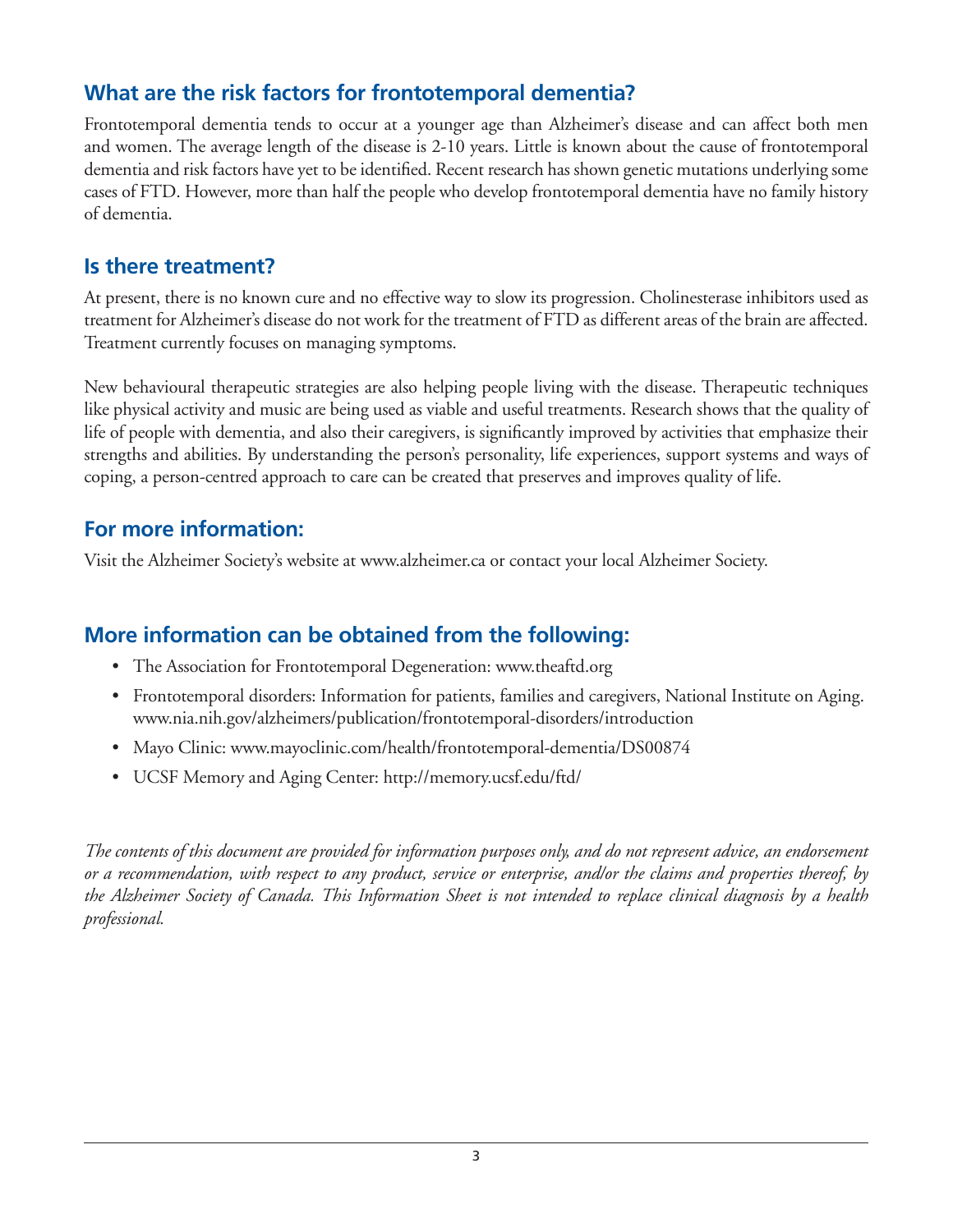## What are the risk factors for frontotemporal dementia?

Frontotemporal dementia tends to occur at a younger age than Alzheimer's disease and can affect both men and women. The average length of the disease is 2-10 years. Little is known about the cause of frontotemporal dementia and risk factors have yet to be identified. Recent research has shown genetic mutations underlying some cases of FTD. However, more than half the people who develop frontotemporal dementia have no family history of dementia.

## Is there treatment?

At present, there is no known cure and no effective way to slow its progression. Cholinesterase inhibitors used as treatment for Alzheimer's disease do not work for the treatment of FTD as different areas of the brain are affected. Treatment currently focuses on managing symptoms.

New behavioural therapeutic strategies are also helping people living with the disease. Therapeutic techniques like physical activity and music are being used as viable and useful treatments. Research shows that the quality of life of people with dementia, and also their caregivers, is significantly improved by activities that emphasize their strengths and abilities. By understanding the person's personality, life experiences, support systems and ways of coping, a person-centred approach to care can be created that preserves and improves quality of life.

## For more information:

Visit the Alzheimer Society's website at www.alzheimer.ca or contact your local Alzheimer Society.

## More information can be obtained from the following:

- The Association for Frontotemporal Degeneration: www.theaftd.org
- Frontotemporal disorders: Information for patients, families and caregivers, National Institute on Aging. www.nia.nih.gov/alzheimers/publication/frontotemporal-disorders/introduction
- Mayo Clinic: www.mayoclinic.com/health/frontotemporal-dementia/DS00874
- UCSF Memory and Aging Center: http://memory.ucsf.edu/ftd/

*The contents of this document are provided for information purposes only, and do not represent advice, an endorsement or a recommendation, with respect to any product, service or enterprise, and/or the claims and properties thereof, by the Alzheimer Society of Canada. This Information Sheet is not intended to replace clinical diagnosis by a health professional.*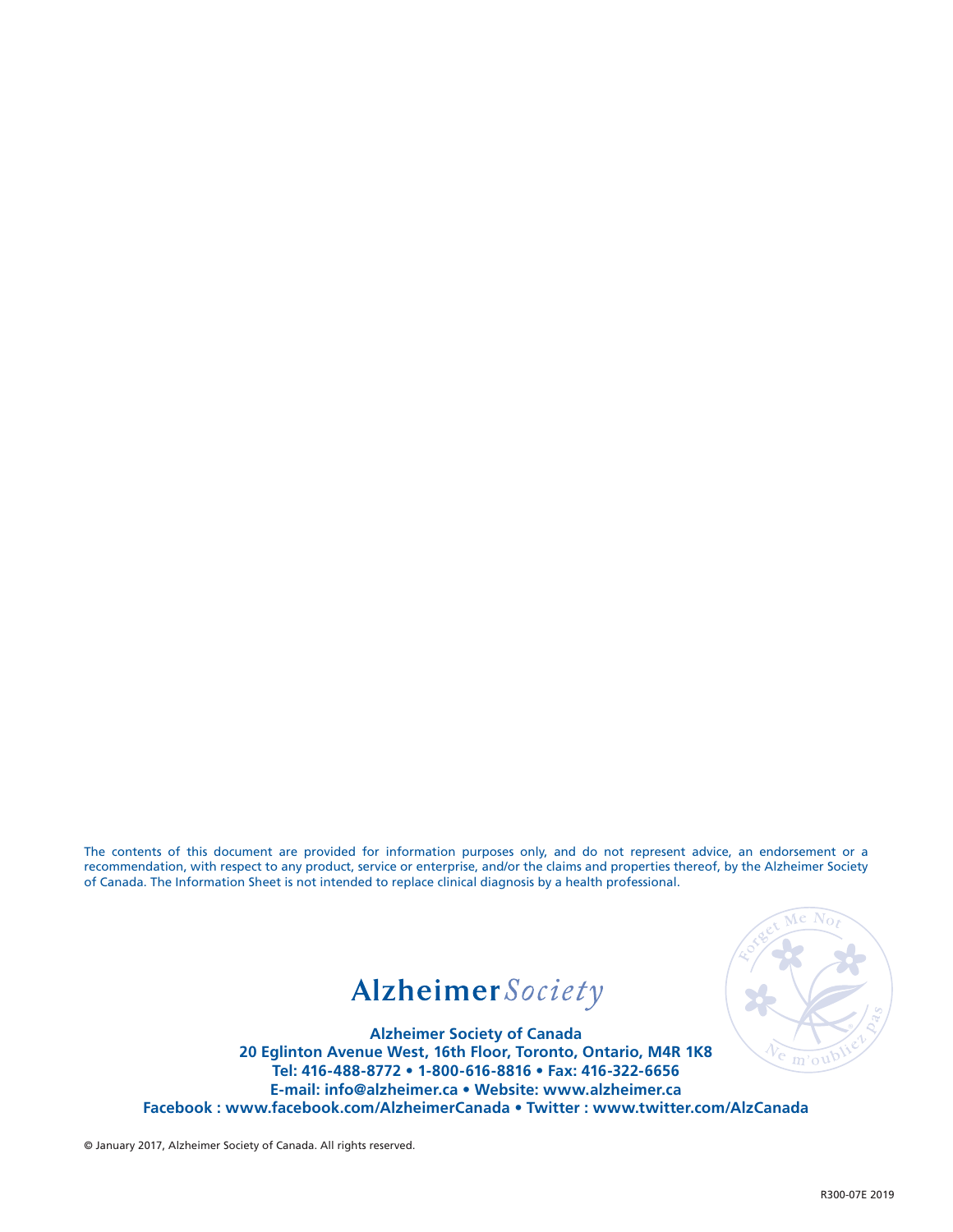The contents of this document are provided for information purposes only, and do not represent advice, an endorsement or a recommendation, with respect to any product, service or enterprise, and/or the claims and properties thereof, by the Alzheimer Society of Canada. The Information Sheet is not intended to replace clinical diagnosis by a health professional.

Alzheimer *Society*

**Alzheimer Society of Canada**
**20 Eglinton Avenue West, 16th Floor, Toronto, Ontario, M4R 1K8**
**Tel: 416-488-8772 • 1-800-616-8816 • Fax: 416-322-6656**
**E-mail: info@alzheimer.ca • Website: www.alzheimer.ca**
**Facebook : www.facebook.com/AlzheimerCanada • Twitter : www.twitter.com/AlzCanada**

Forget Me Not
Ne m'oubliez pas

© January 2017, Alzheimer Society of Canada. All rights reserved.

R300-07E 2019